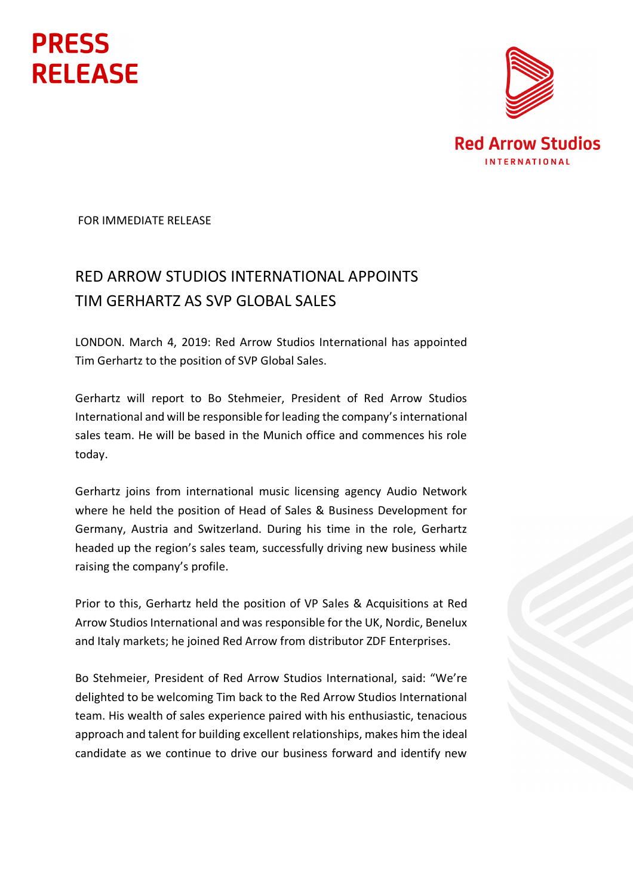# PRESS RELEASE

Red Arrow Studios
INTERNATIONAL

FOR IMMEDIATE RELEASE

## RED ARROW STUDIOS INTERNATIONAL APPOINTS TIM GERHARTZ AS SVP GLOBAL SALES

LONDON. March 4, 2019: Red Arrow Studios International has appointed Tim Gerhartz to the position of SVP Global Sales.

Gerhartz will report to Bo Stehmeier, President of Red Arrow Studios International and will be responsible for leading the company's international sales team. He will be based in the Munich office and commences his role today.

Gerhartz joins from international music licensing agency Audio Network where he held the position of Head of Sales & Business Development for Germany, Austria and Switzerland. During his time in the role, Gerhartz headed up the region's sales team, successfully driving new business while raising the company's profile.

Prior to this, Gerhartz held the position of VP Sales & Acquisitions at Red Arrow Studios International and was responsible for the UK, Nordic, Benelux and Italy markets; he joined Red Arrow from distributor ZDF Enterprises.

Bo Stehmeier, President of Red Arrow Studios International, said: "We're delighted to be welcoming Tim back to the Red Arrow Studios International team. His wealth of sales experience paired with his enthusiastic, tenacious approach and talent for building excellent relationships, makes him the ideal candidate as we continue to drive our business forward and identify new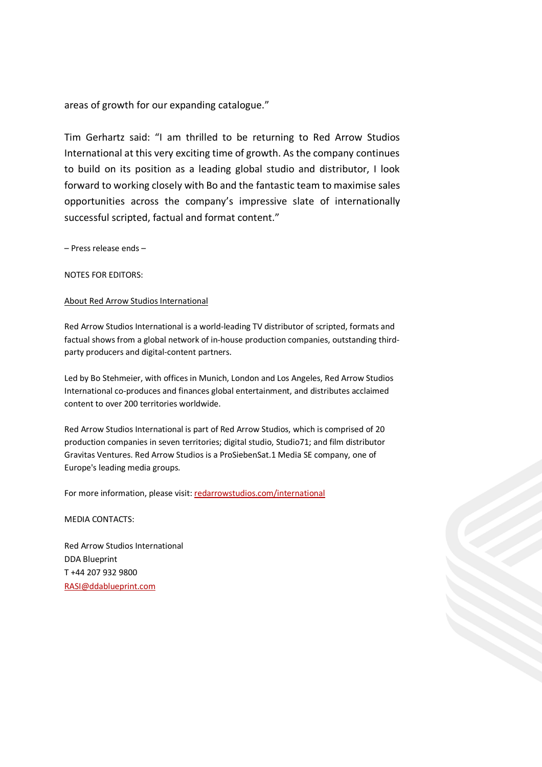areas of growth for our expanding catalogue."

Tim Gerhartz said: "I am thrilled to be returning to Red Arrow Studios International at this very exciting time of growth. As the company continues to build on its position as a leading global studio and distributor, I look forward to working closely with Bo and the fantastic team to maximise sales opportunities across the company's impressive slate of internationally successful scripted, factual and format content."

– Press release ends –

NOTES FOR EDITORS:

About Red Arrow Studios International

Red Arrow Studios International is a world-leading TV distributor of scripted, formats and factual shows from a global network of in-house production companies, outstanding third-party producers and digital-content partners.

Led by Bo Stehmeier, with offices in Munich, London and Los Angeles, Red Arrow Studios International co-produces and finances global entertainment, and distributes acclaimed content to over 200 territories worldwide.

Red Arrow Studios International is part of Red Arrow Studios, which is comprised of 20 production companies in seven territories; digital studio, Studio71; and film distributor Gravitas Ventures. Red Arrow Studios is a ProSiebenSat.1 Media SE company, one of Europe's leading media groups.

For more information, please visit: redarrowstudios.com/international

MEDIA CONTACTS:

Red Arrow Studios International  
DDA Blueprint  
T +44 207 932 9800  
RASI@ddablueprint.com